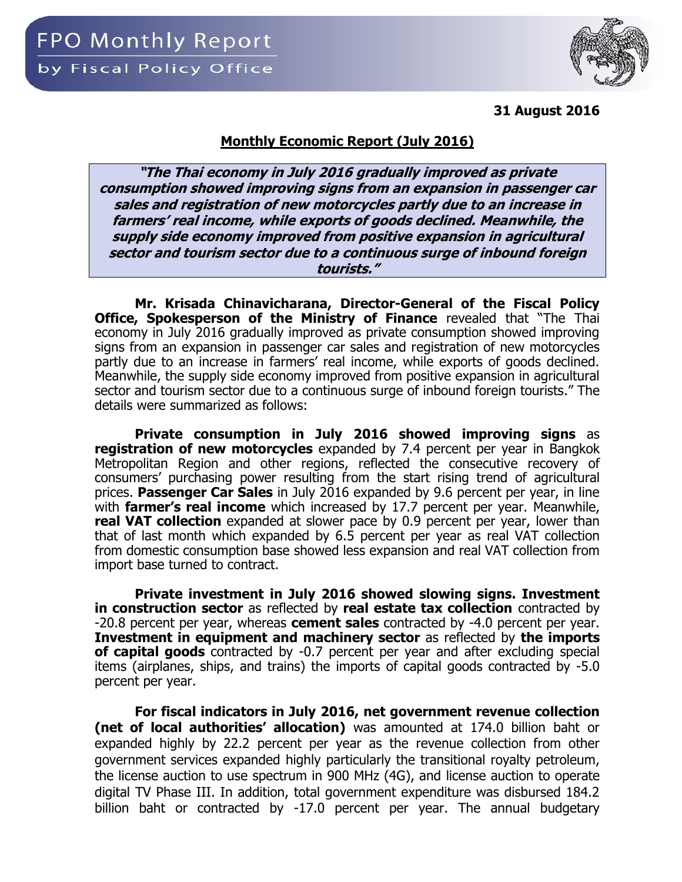# FPO Monthly Report

by Fiscal Policy Office

**31 August 2016**

## Monthly Economic Report (July 2016)

> ***"The Thai economy in July 2016 gradually improved as private consumption showed improving signs from an expansion in passenger car sales and registration of new motorcycles partly due to an increase in farmers' real income, while exports of goods declined. Meanwhile, the supply side economy improved from positive expansion in agricultural sector and tourism sector due to a continuous surge of inbound foreign tourists."***

**Mr. Krisada Chinavicharana, Director-General of the Fiscal Policy Office, Spokesperson of the Ministry of Finance** revealed that "The Thai economy in July 2016 gradually improved as private consumption showed improving signs from an expansion in passenger car sales and registration of new motorcycles partly due to an increase in farmers' real income, while exports of goods declined. Meanwhile, the supply side economy improved from positive expansion in agricultural sector and tourism sector due to a continuous surge of inbound foreign tourists." The details were summarized as follows:

**Private consumption in July 2016 showed improving signs** as **registration of new motorcycles** expanded by 7.4 percent per year in Bangkok Metropolitan Region and other regions, reflected the consecutive recovery of consumers' purchasing power resulting from the start rising trend of agricultural prices. **Passenger Car Sales** in July 2016 expanded by 9.6 percent per year, in line with **farmer's real income** which increased by 17.7 percent per year. Meanwhile, **real VAT collection** expanded at slower pace by 0.9 percent per year, lower than that of last month which expanded by 6.5 percent per year as real VAT collection from domestic consumption base showed less expansion and real VAT collection from import base turned to contract.

**Private investment in July 2016 showed slowing signs. Investment in construction sector** as reflected by **real estate tax collection** contracted by -20.8 percent per year, whereas **cement sales** contracted by -4.0 percent per year. **Investment in equipment and machinery sector** as reflected by **the imports of capital goods** contracted by -0.7 percent per year and after excluding special items (airplanes, ships, and trains) the imports of capital goods contracted by -5.0 percent per year.

**For fiscal indicators in July 2016, net government revenue collection (net of local authorities' allocation)** was amounted at 174.0 billion baht or expanded highly by 22.2 percent per year as the revenue collection from other government services expanded highly particularly the transitional royalty petroleum, the license auction to use spectrum in 900 MHz (4G), and license auction to operate digital TV Phase III. In addition, total government expenditure was disbursed 184.2 billion baht or contracted by -17.0 percent per year. The annual budgetary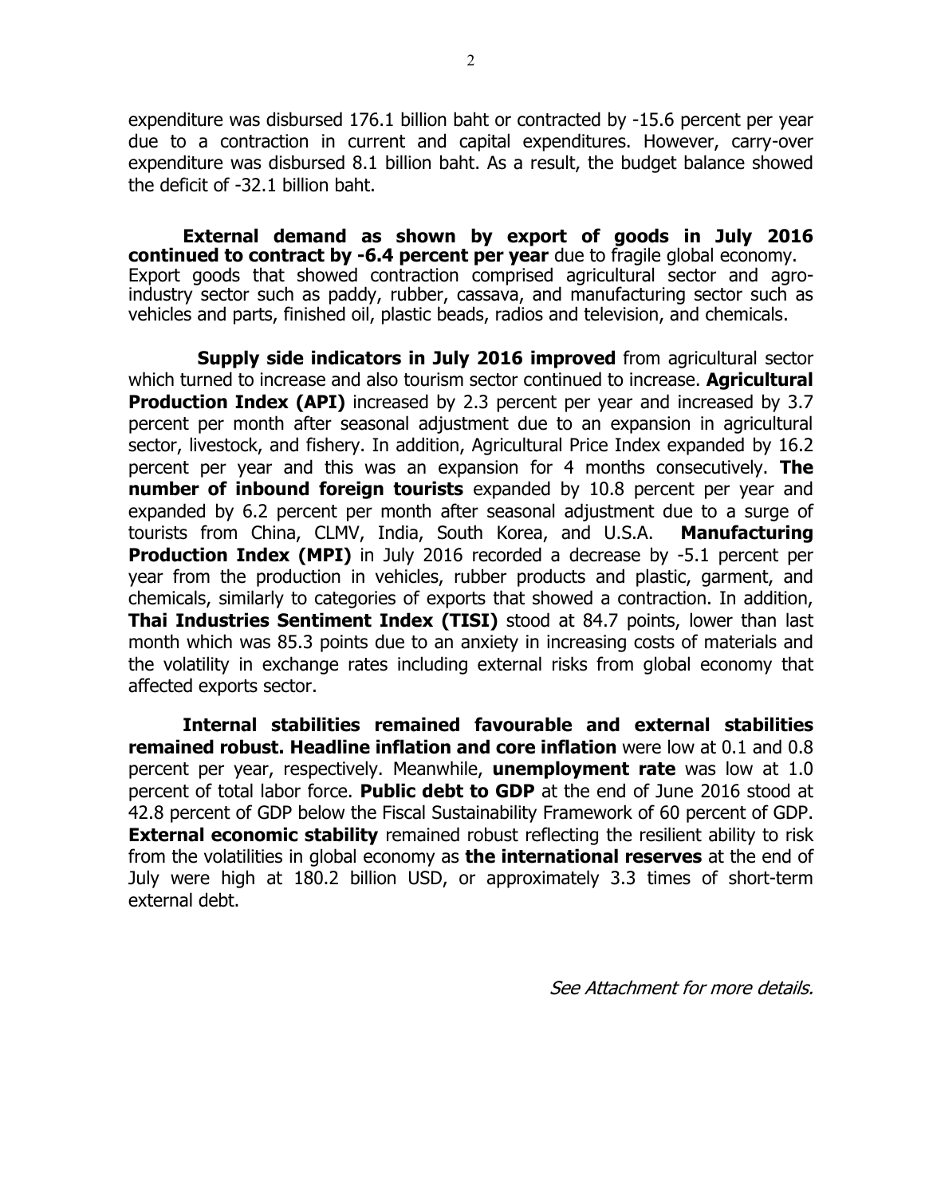expenditure was disbursed 176.1 billion baht or contracted by -15.6 percent per year due to a contraction in current and capital expenditures. However, carry-over expenditure was disbursed 8.1 billion baht. As a result, the budget balance showed the deficit of -32.1 billion baht.

**External demand as shown by export of goods in July 2016 continued to contract by -6.4 percent per year** due to fragile global economy. Export goods that showed contraction comprised agricultural sector and agro-industry sector such as paddy, rubber, cassava, and manufacturing sector such as vehicles and parts, finished oil, plastic beads, radios and television, and chemicals.

**Supply side indicators in July 2016 improved** from agricultural sector which turned to increase and also tourism sector continued to increase. **Agricultural Production Index (API)** increased by 2.3 percent per year and increased by 3.7 percent per month after seasonal adjustment due to an expansion in agricultural sector, livestock, and fishery. In addition, Agricultural Price Index expanded by 16.2 percent per year and this was an expansion for 4 months consecutively. **The number of inbound foreign tourists** expanded by 10.8 percent per year and expanded by 6.2 percent per month after seasonal adjustment due to a surge of tourists from China, CLMV, India, South Korea, and U.S.A. **Manufacturing Production Index (MPI)** in July 2016 recorded a decrease by -5.1 percent per year from the production in vehicles, rubber products and plastic, garment, and chemicals, similarly to categories of exports that showed a contraction. In addition, **Thai Industries Sentiment Index (TISI)** stood at 84.7 points, lower than last month which was 85.3 points due to an anxiety in increasing costs of materials and the volatility in exchange rates including external risks from global economy that affected exports sector.

**Internal stabilities remained favourable and external stabilities remained robust. Headline inflation and core inflation** were low at 0.1 and 0.8 percent per year, respectively. Meanwhile, **unemployment rate** was low at 1.0 percent of total labor force. **Public debt to GDP** at the end of June 2016 stood at 42.8 percent of GDP below the Fiscal Sustainability Framework of 60 percent of GDP. **External economic stability** remained robust reflecting the resilient ability to risk from the volatilities in global economy as **the international reserves** at the end of July were high at 180.2 billion USD, or approximately 3.3 times of short-term external debt.

*See Attachment for more details.*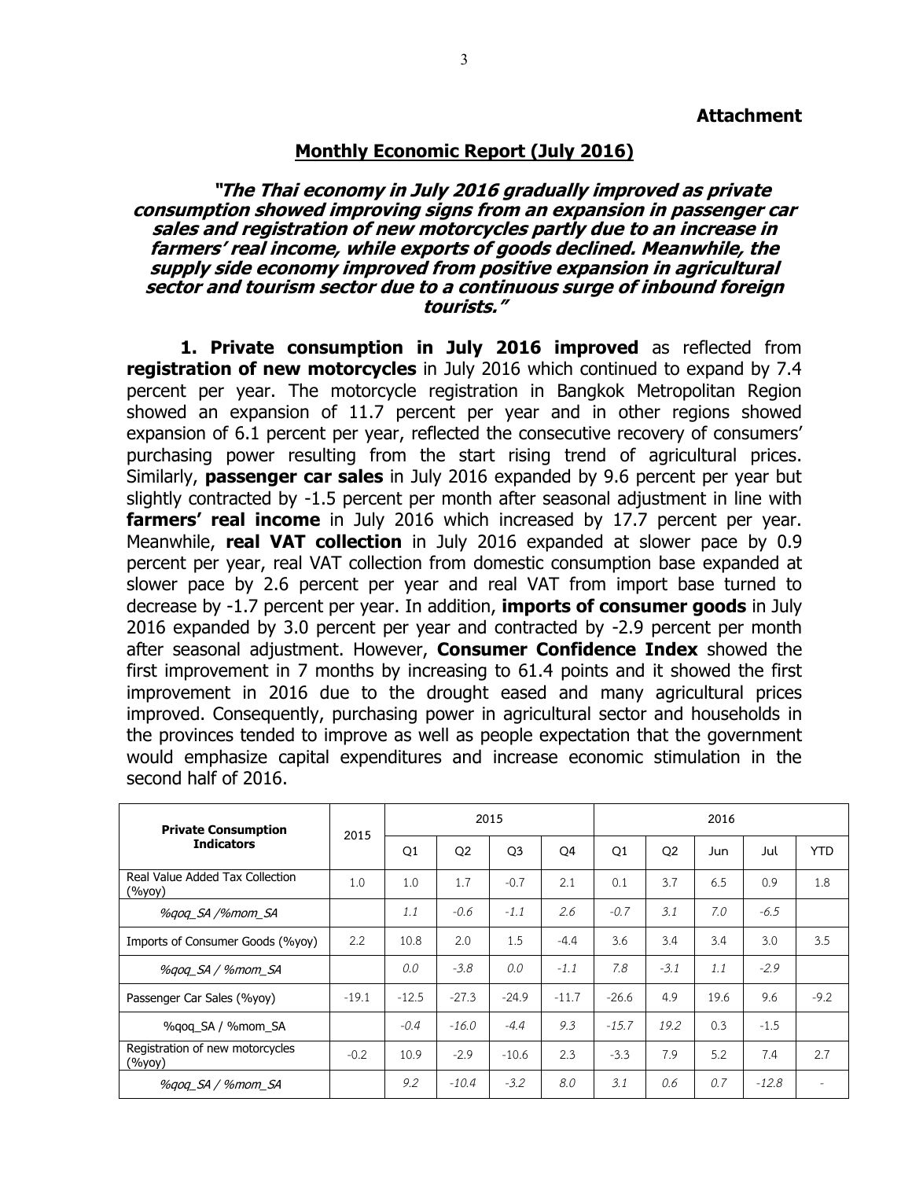**Attachment**

## Monthly Economic Report (July 2016)

***"The Thai economy in July 2016 gradually improved as private consumption showed improving signs from an expansion in passenger car sales and registration of new motorcycles partly due to an increase in farmers' real income, while exports of goods declined. Meanwhile, the supply side economy improved from positive expansion in agricultural sector and tourism sector due to a continuous surge of inbound foreign tourists."***

**1. Private consumption in July 2016 improved** as reflected from **registration of new motorcycles** in July 2016 which continued to expand by 7.4 percent per year. The motorcycle registration in Bangkok Metropolitan Region showed an expansion of 11.7 percent per year and in other regions showed expansion of 6.1 percent per year, reflected the consecutive recovery of consumers' purchasing power resulting from the start rising trend of agricultural prices. Similarly, **passenger car sales** in July 2016 expanded by 9.6 percent per year but slightly contracted by -1.5 percent per month after seasonal adjustment in line with **farmers' real income** in July 2016 which increased by 17.7 percent per year. Meanwhile, **real VAT collection** in July 2016 expanded at slower pace by 0.9 percent per year, real VAT collection from domestic consumption base expanded at slower pace by 2.6 percent per year and real VAT from import base turned to decrease by -1.7 percent per year. In addition, **imports of consumer goods** in July 2016 expanded by 3.0 percent per year and contracted by -2.9 percent per month after seasonal adjustment. However, **Consumer Confidence Index** showed the first improvement in 7 months by increasing to 61.4 points and it showed the first improvement in 2016 due to the drought eased and many agricultural prices improved. Consequently, purchasing power in agricultural sector and households in the provinces tended to improve as well as people expectation that the government would emphasize capital expenditures and increase economic stimulation in the second half of 2016.

| Private Consumption Indicators | 2015 | 2015 | | | | 2016 | | | | |
|---|---|---|---|---|---|---|---|---|---|---|
| | | Q1 | Q2 | Q3 | Q4 | Q1 | Q2 | Jun | Jul | YTD |
| Real Value Added Tax Collection (%yoy) | 1.0 | 1.0 | 1.7 | -0.7 | 2.1 | 0.1 | 3.7 | 6.5 | 0.9 | 1.8 |
| *%qoq_SA /%mom_SA* | | *1.1* | *-0.6* | *-1.1* | *2.6* | *-0.7* | *3.1* | *7.0* | *-6.5* | |
| Imports of Consumer Goods (%yoy) | 2.2 | 10.8 | 2.0 | 1.5 | -4.4 | 3.6 | 3.4 | 3.4 | 3.0 | 3.5 |
| *%qoq_SA / %mom_SA* | | *0.0* | *-3.8* | *0.0* | *-1.1* | *7.8* | *-3.1* | *1.1* | *-2.9* | |
| Passenger Car Sales (%yoy) | -19.1 | -12.5 | -27.3 | -24.9 | -11.7 | -26.6 | 4.9 | 19.6 | 9.6 | -9.2 |
| %qoq_SA / %mom_SA | | *-0.4* | *-16.0* | *-4.4* | *9.3* | *-15.7* | *19.2* | 0.3 | -1.5 | |
| Registration of new motorcycles (%yoy) | -0.2 | 10.9 | -2.9 | -10.6 | 2.3 | -3.3 | 7.9 | 5.2 | 7.4 | 2.7 |
| *%qoq_SA / %mom_SA* | | *9.2* | *-10.4* | *-3.2* | *8.0* | *3.1* | *0.6* | *0.7* | *-12.8* | - |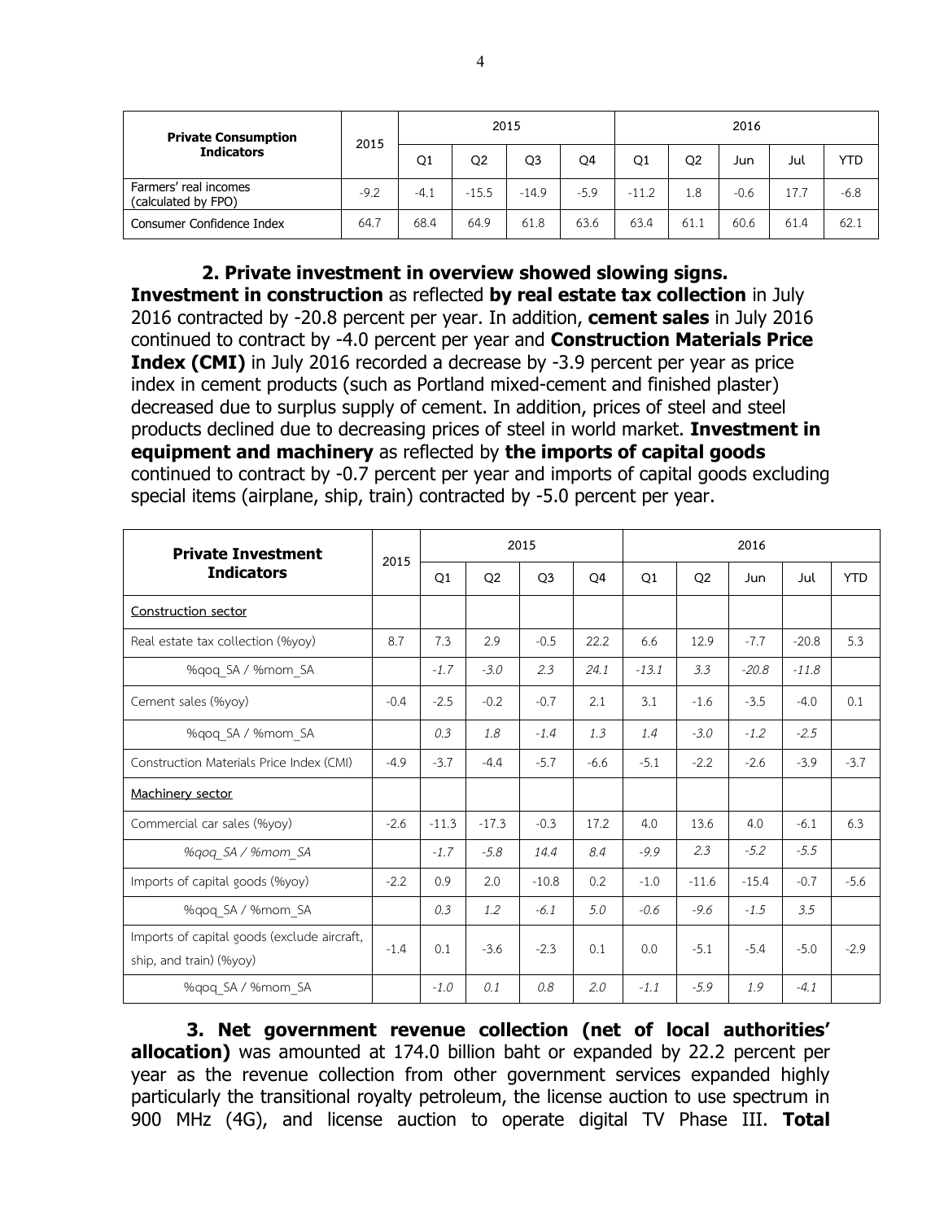| Private Consumption Indicators | 2015 | 2015 | | | | 2016 | | | | |
|---|---|---|---|---|---|---|---|---|---|---|
| | | Q1 | Q2 | Q3 | Q4 | Q1 | Q2 | Jun | Jul | YTD |
| Farmers' real incomes (calculated by FPO) | -9.2 | -4.1 | -15.5 | -14.9 | -5.9 | -11.2 | 1.8 | -0.6 | 17.7 | -6.8 |
| Consumer Confidence Index | 64.7 | 68.4 | 64.9 | 61.8 | 63.6 | 63.4 | 61.1 | 60.6 | 61.4 | 62.1 |

**2. Private investment in overview showed slowing signs.** **Investment in construction** as reflected **by real estate tax collection** in July 2016 contracted by -20.8 percent per year. In addition, **cement sales** in July 2016 continued to contract by -4.0 percent per year and **Construction Materials Price Index (CMI)** in July 2016 recorded a decrease by -3.9 percent per year as price index in cement products (such as Portland mixed-cement and finished plaster) decreased due to surplus supply of cement. In addition, prices of steel and steel products declined due to decreasing prices of steel in world market. **Investment in equipment and machinery** as reflected by **the imports of capital goods** continued to contract by -0.7 percent per year and imports of capital goods excluding special items (airplane, ship, train) contracted by -5.0 percent per year.

| Private Investment Indicators | 2015 | 2015 | | | | 2016 | | | | |
|---|---|---|---|---|---|---|---|---|---|---|
| | | Q1 | Q2 | Q3 | Q4 | Q1 | Q2 | Jun | Jul | YTD |
| Construction sector | | | | | | | | | | |
| Real estate tax collection (%yoy) | 8.7 | 7.3 | 2.9 | -0.5 | 22.2 | 6.6 | 12.9 | -7.7 | -20.8 | 5.3 |
| %qoq_SA / %mom_SA | | *-1.7* | *-3.0* | *2.3* | *24.1* | *-13.1* | *3.3* | *-20.8* | *-11.8* | |
| Cement sales (%yoy) | -0.4 | -2.5 | -0.2 | -0.7 | 2.1 | 3.1 | -1.6 | -3.5 | -4.0 | 0.1 |
| %qoq_SA / %mom_SA | | *0.3* | *1.8* | *-1.4* | *1.3* | *1.4* | *-3.0* | *-1.2* | *-2.5* | |
| Construction Materials Price Index (CMI) | -4.9 | -3.7 | -4.4 | -5.7 | -6.6 | -5.1 | -2.2 | -2.6 | -3.9 | -3.7 |
| Machinery sector | | | | | | | | | | |
| Commercial car sales (%yoy) | -2.6 | -11.3 | -17.3 | -0.3 | 17.2 | 4.0 | 13.6 | 4.0 | -6.1 | 6.3 |
| *%qoq_SA / %mom_SA* | | *-1.7* | *-5.8* | *14.4* | *8.4* | *-9.9* | *2.3* | *-5.2* | *-5.5* | |
| Imports of capital goods (%yoy) | -2.2 | 0.9 | 2.0 | -10.8 | 0.2 | -1.0 | -11.6 | -15.4 | -0.7 | -5.6 |
| %qoq_SA / %mom_SA | | *0.3* | *1.2* | *-6.1* | *5.0* | *-0.6* | *-9.6* | *-1.5* | *3.5* | |
| Imports of capital goods (exclude aircraft, ship, and train) (%yoy) | -1.4 | 0.1 | -3.6 | -2.3 | 0.1 | 0.0 | -5.1 | -5.4 | -5.0 | -2.9 |
| %qoq_SA / %mom_SA | | *-1.0* | *0.1* | *0.8* | *2.0* | *-1.1* | *-5.9* | *1.9* | *-4.1* | |

**3. Net government revenue collection (net of local authorities' allocation)** was amounted at 174.0 billion baht or expanded by 22.2 percent per year as the revenue collection from other government services expanded highly particularly the transitional royalty petroleum, the license auction to use spectrum in 900 MHz (4G), and license auction to operate digital TV Phase III. **Total**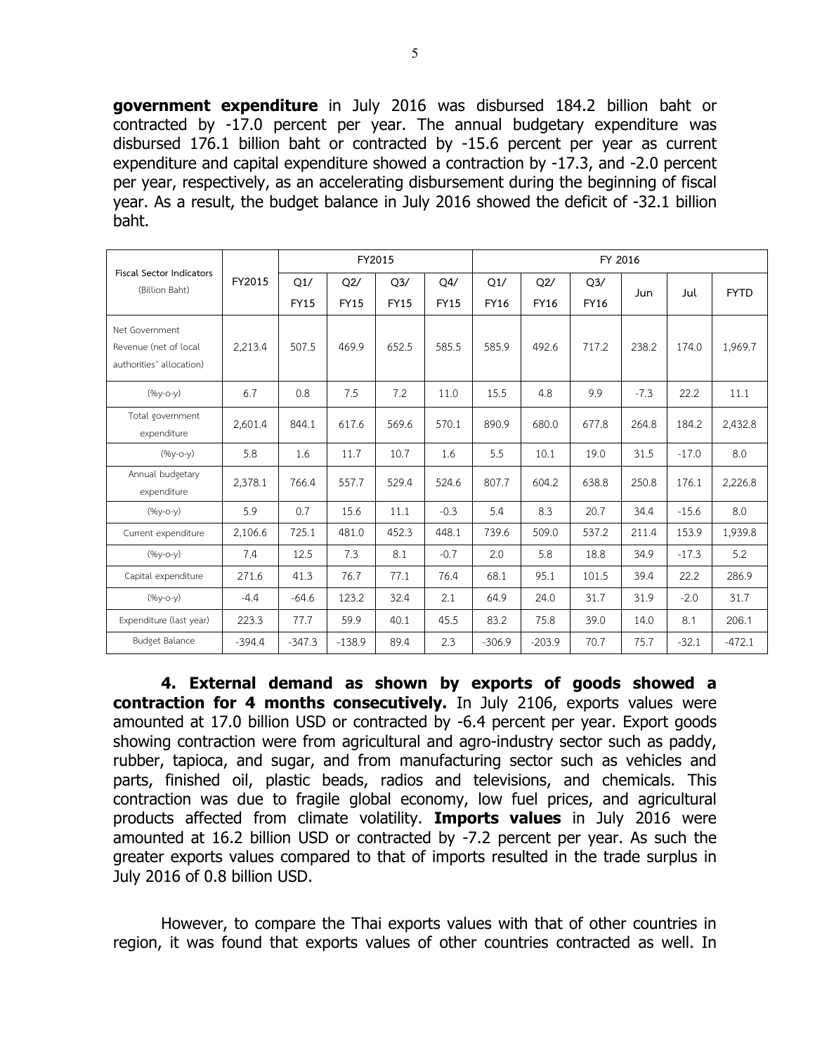**government expenditure** in July 2016 was disbursed 184.2 billion baht or contracted by -17.0 percent per year. The annual budgetary expenditure was disbursed 176.1 billion baht or contracted by -15.6 percent per year as current expenditure and capital expenditure showed a contraction by -17.3, and -2.0 percent per year, respectively, as an accelerating disbursement during the beginning of fiscal year. As a result, the budget balance in July 2016 showed the deficit of -32.1 billion baht.

| Fiscal Sector Indicators (Billion Baht) | FY2015 | FY2015 | | | | FY 2016 | | | | | |
|---|---|---|---|---|---|---|---|---|---|---|---|
| | | Q1/ FY15 | Q2/ FY15 | Q3/ FY15 | Q4/ FY15 | Q1/ FY16 | Q2/ FY16 | Q3/ FY16 | Jun | Jul | FYTD |
| Net Government Revenue (net of local authorities' allocation) | 2,213.4 | 507.5 | 469.9 | 652.5 | 585.5 | 585.9 | 492.6 | 717.2 | 238.2 | 174.0 | 1,969.7 |
| (%y-o-y) | 6.7 | 0.8 | 7.5 | 7.2 | 11.0 | 15.5 | 4.8 | 9.9 | -7.3 | 22.2 | 11.1 |
| Total government expenditure | 2,601.4 | 844.1 | 617.6 | 569.6 | 570.1 | 890.9 | 680.0 | 677.8 | 264.8 | 184.2 | 2,432.8 |
| (%y-o-y) | 5.8 | 1.6 | 11.7 | 10.7 | 1.6 | 5.5 | 10.1 | 19.0 | 31.5 | -17.0 | 8.0 |
| Annual budgetary expenditure | 2,378.1 | 766.4 | 557.7 | 529.4 | 524.6 | 807.7 | 604.2 | 638.8 | 250.8 | 176.1 | 2,226.8 |
| (%y-o-y) | 5.9 | 0.7 | 15.6 | 11.1 | -0.3 | 5.4 | 8.3 | 20.7 | 34.4 | -15.6 | 8.0 |
| Current expenditure | 2,106.6 | 725.1 | 481.0 | 452.3 | 448.1 | 739.6 | 509.0 | 537.2 | 211.4 | 153.9 | 1,939.8 |
| (%y-o-y) | 7.4 | 12.5 | 7.3 | 8.1 | -0.7 | 2.0 | 5.8 | 18.8 | 34.9 | -17.3 | 5.2 |
| Capital expenditure | 271.6 | 41.3 | 76.7 | 77.1 | 76.4 | 68.1 | 95.1 | 101.5 | 39.4 | 22.2 | 286.9 |
| (%y-o-y) | -4.4 | -64.6 | 123.2 | 32.4 | 2.1 | 64.9 | 24.0 | 31.7 | 31.9 | -2.0 | 31.7 |
| Expenditure (last year) | 223.3 | 77.7 | 59.9 | 40.1 | 45.5 | 83.2 | 75.8 | 39.0 | 14.0 | 8.1 | 206.1 |
| Budget Balance | -394.4 | -347.3 | -138.9 | 89.4 | 2.3 | -306.9 | -203.9 | 70.7 | 75.7 | -32.1 | -472.1 |

**4. External demand as shown by exports of goods showed a contraction for 4 months consecutively.** In July 2106, exports values were amounted at 17.0 billion USD or contracted by -6.4 percent per year. Export goods showing contraction were from agricultural and agro-industry sector such as paddy, rubber, tapioca, and sugar, and from manufacturing sector such as vehicles and parts, finished oil, plastic beads, radios and televisions, and chemicals. This contraction was due to fragile global economy, low fuel prices, and agricultural products affected from climate volatility. **Imports values** in July 2016 were amounted at 16.2 billion USD or contracted by -7.2 percent per year. As such the greater exports values compared to that of imports resulted in the trade surplus in July 2016 of 0.8 billion USD.

However, to compare the Thai exports values with that of other countries in region, it was found that exports values of other countries contracted as well. In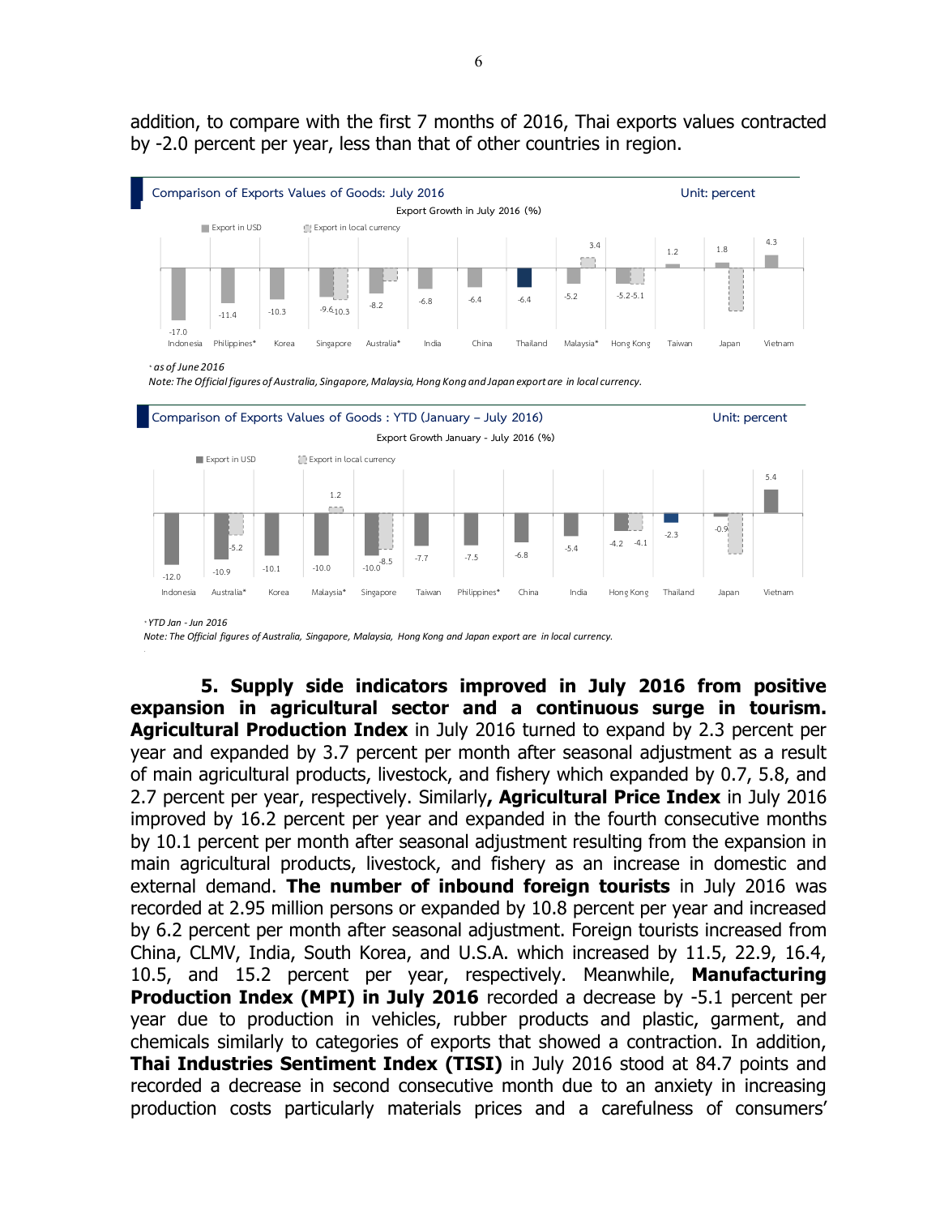addition, to compare with the first 7 months of 2016, Thai exports values contracted by -2.0 percent per year, less than that of other countries in region.

**Comparison of Exports Values of Goods: July 2016** Unit: percent

Export Growth in July 2016 (%)

| Country | Export in USD | Export in local currency |
|---|---|---|
| Indonesia | -17.0 | |
| Philippines* | -11.4 | |
| Korea | -10.3 | |
| Singapore | -9.6 | -10.3 |
| Australia* | -8.2 | |
| India | -6.8 | |
| China | -6.4 | |
| Thailand | -6.4 | |
| Malaysia* | -5.2 | 3.4 |
| Hong Kong | -5.2 | -5.1 |
| Taiwan | 1.2 | |
| Japan | 1.8 | |
| Vietnam | 4.3 | |

*as of June 2016*

*Note: The Official figures of Australia, Singapore, Malaysia, Hong Kong and Japan export are in local currency.*

**Comparison of Exports Values of Goods : YTD (January – July 2016)** Unit: percent

Export Growth January - July 2016 (%)

| Country | Export in USD | Export in local currency |
|---|---|---|
| Indonesia | -12.0 | |
| Australia* | -10.9 | -5.2 |
| Korea | -10.1 | |
| Malaysia* | -10.0 | 1.2 |
| Singapore | -10.0 | -8.5 |
| Taiwan | -7.7 | |
| Philippines* | -7.5 | |
| China | -6.8 | |
| India | -5.4 | |
| Hong Kong | -4.2 | -4.1 |
| Thailand | -2.3 | |
| Japan | -0.9 | |
| Vietnam | 5.4 | |

*YTD Jan - Jun 2016*

*Note: The Official figures of Australia, Singapore, Malaysia, Hong Kong and Japan export are in local currency.*

**5. Supply side indicators improved in July 2016 from positive expansion in agricultural sector and a continuous surge in tourism. Agricultural Production Index** in July 2016 turned to expand by 2.3 percent per year and expanded by 3.7 percent per month after seasonal adjustment as a result of main agricultural products, livestock, and fishery which expanded by 0.7, 5.8, and 2.7 percent per year, respectively. Similarly**, Agricultural Price Index** in July 2016 improved by 16.2 percent per year and expanded in the fourth consecutive months by 10.1 percent per month after seasonal adjustment resulting from the expansion in main agricultural products, livestock, and fishery as an increase in domestic and external demand. **The number of inbound foreign tourists** in July 2016 was recorded at 2.95 million persons or expanded by 10.8 percent per year and increased by 6.2 percent per month after seasonal adjustment. Foreign tourists increased from China, CLMV, India, South Korea, and U.S.A. which increased by 11.5, 22.9, 16.4, 10.5, and 15.2 percent per year, respectively. Meanwhile, **Manufacturing Production Index (MPI) in July 2016** recorded a decrease by -5.1 percent per year due to production in vehicles, rubber products and plastic, garment, and chemicals similarly to categories of exports that showed a contraction. In addition, **Thai Industries Sentiment Index (TISI)** in July 2016 stood at 84.7 points and recorded a decrease in second consecutive month due to an anxiety in increasing production costs particularly materials prices and a carefulness of consumers'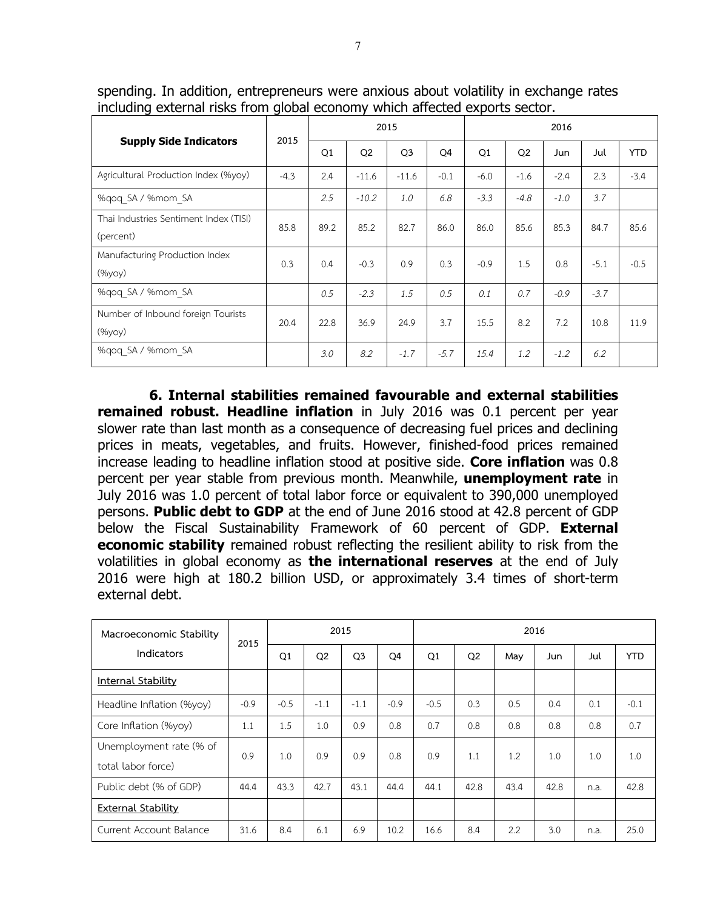spending. In addition, entrepreneurs were anxious about volatility in exchange rates including external risks from global economy which affected exports sector.

| Supply Side Indicators | 2015 | 2015 | | | | 2016 | | | | |
|---|---|---|---|---|---|---|---|---|---|---|
| | | Q1 | Q2 | Q3 | Q4 | Q1 | Q2 | Jun | Jul | YTD |
| Agricultural Production Index (%yoy) | -4.3 | 2.4 | -11.6 | -11.6 | -0.1 | -6.0 | -1.6 | -2.4 | 2.3 | -3.4 |
| %qoq_SA / %mom_SA | | *2.5* | *-10.2* | *1.0* | *6.8* | *-3.3* | *-4.8* | *-1.0* | *3.7* | |
| Thai Industries Sentiment Index (TISI) (percent) | 85.8 | 89.2 | 85.2 | 82.7 | 86.0 | 86.0 | 85.6 | 85.3 | 84.7 | 85.6 |
| Manufacturing Production Index (%yoy) | 0.3 | 0.4 | -0.3 | 0.9 | 0.3 | -0.9 | 1.5 | 0.8 | -5.1 | -0.5 |
| %qoq_SA / %mom_SA | | *0.5* | *-2.3* | *1.5* | *0.5* | *0.1* | *0.7* | *-0.9* | *-3.7* | |
| Number of Inbound foreign Tourists (%yoy) | 20.4 | 22.8 | 36.9 | 24.9 | 3.7 | 15.5 | 8.2 | 7.2 | 10.8 | 11.9 |
| %qoq_SA / %mom_SA | | *3.0* | *8.2* | *-1.7* | *-5.7* | *15.4* | *1.2* | *-1.2* | *6.2* | |

**6. Internal stabilities remained favourable and external stabilities remained robust. Headline inflation** in July 2016 was 0.1 percent per year slower rate than last month as a consequence of decreasing fuel prices and declining prices in meats, vegetables, and fruits. However, finished-food prices remained increase leading to headline inflation stood at positive side. **Core inflation** was 0.8 percent per year stable from previous month. Meanwhile, **unemployment rate** in July 2016 was 1.0 percent of total labor force or equivalent to 390,000 unemployed persons. **Public debt to GDP** at the end of June 2016 stood at 42.8 percent of GDP below the Fiscal Sustainability Framework of 60 percent of GDP. **External economic stability** remained robust reflecting the resilient ability to risk from the volatilities in global economy as **the international reserves** at the end of July 2016 were high at 180.2 billion USD, or approximately 3.4 times of short-term external debt.

| Macroeconomic Stability Indicators | 2015 | 2015 | | | | 2016 | | | | | |
|---|---|---|---|---|---|---|---|---|---|---|---|
| | | Q1 | Q2 | Q3 | Q4 | Q1 | Q2 | May | Jun | Jul | YTD |
| <u>Internal Stability</u> | | | | | | | | | | | |
| Headline Inflation (%yoy) | -0.9 | -0.5 | -1.1 | -1.1 | -0.9 | -0.5 | 0.3 | 0.5 | 0.4 | 0.1 | -0.1 |
| Core Inflation (%yoy) | 1.1 | 1.5 | 1.0 | 0.9 | 0.8 | 0.7 | 0.8 | 0.8 | 0.8 | 0.8 | 0.7 |
| Unemployment rate (% of total labor force) | 0.9 | 1.0 | 0.9 | 0.9 | 0.8 | 0.9 | 1.1 | 1.2 | 1.0 | 1.0 | 1.0 |
| Public debt (% of GDP) | 44.4 | 43.3 | 42.7 | 43.1 | 44.4 | 44.1 | 42.8 | 43.4 | 42.8 | n.a. | 42.8 |
| <u>External Stability</u> | | | | | | | | | | | |
| Current Account Balance | 31.6 | 8.4 | 6.1 | 6.9 | 10.2 | 16.6 | 8.4 | 2.2 | 3.0 | n.a. | 25.0 |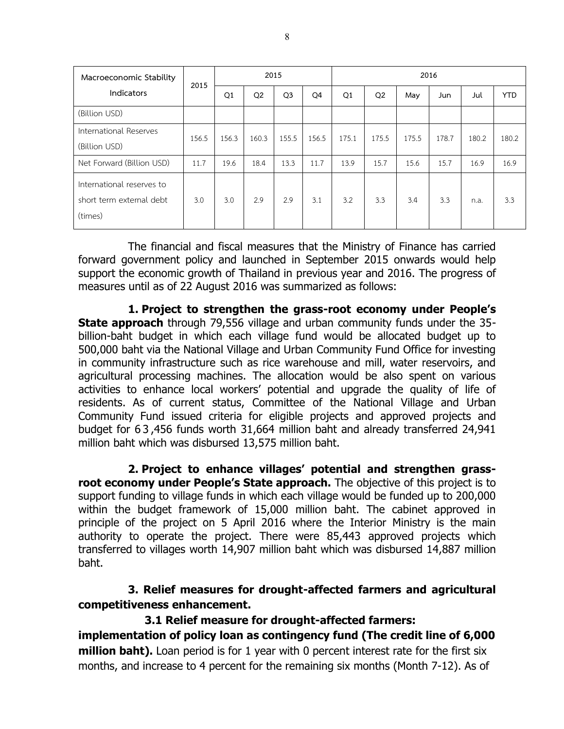| Macroeconomic Stability Indicators | 2015 | 2015 | | | | 2016 | | | | | |
|---|---|---|---|---|---|---|---|---|---|---|---|
| | | Q1 | Q2 | Q3 | Q4 | Q1 | Q2 | May | Jun | Jul | YTD |
| (Billion USD) | | | | | | | | | | | |
| International Reserves (Billion USD) | 156.5 | 156.3 | 160.3 | 155.5 | 156.5 | 175.1 | 175.5 | 175.5 | 178.7 | 180.2 | 180.2 |
| Net Forward (Billion USD) | 11.7 | 19.6 | 18.4 | 13.3 | 11.7 | 13.9 | 15.7 | 15.6 | 15.7 | 16.9 | 16.9 |
| International reserves to short term external debt (times) | 3.0 | 3.0 | 2.9 | 2.9 | 3.1 | 3.2 | 3.3 | 3.4 | 3.3 | n.a. | 3.3 |

The financial and fiscal measures that the Ministry of Finance has carried forward government policy and launched in September 2015 onwards would help support the economic growth of Thailand in previous year and 2016. The progress of measures until as of 22 August 2016 was summarized as follows:

**1. Project to strengthen the grass-root economy under People's State approach** through 79,556 village and urban community funds under the 35-billion-baht budget in which each village fund would be allocated budget up to 500,000 baht via the National Village and Urban Community Fund Office for investing in community infrastructure such as rice warehouse and mill, water reservoirs, and agricultural processing machines. The allocation would be also spent on various activities to enhance local workers' potential and upgrade the quality of life of residents. As of current status, Committee of the National Village and Urban Community Fund issued criteria for eligible projects and approved projects and budget for 63,456 funds worth 31,664 million baht and already transferred 24,941 million baht which was disbursed 13,575 million baht.

**2. Project to enhance villages' potential and strengthen grass-root economy under People's State approach.** The objective of this project is to support funding to village funds in which each village would be funded up to 200,000 within the budget framework of 15,000 million baht. The cabinet approved in principle of the project on 5 April 2016 where the Interior Ministry is the main authority to operate the project. There were 85,443 approved projects which transferred to villages worth 14,907 million baht which was disbursed 14,887 million baht.

**3. Relief measures for drought-affected farmers and agricultural competitiveness enhancement.**

**3.1 Relief measure for drought-affected farmers: implementation of policy loan as contingency fund (The credit line of 6,000 million baht).** Loan period is for 1 year with 0 percent interest rate for the first six months, and increase to 4 percent for the remaining six months (Month 7-12). As of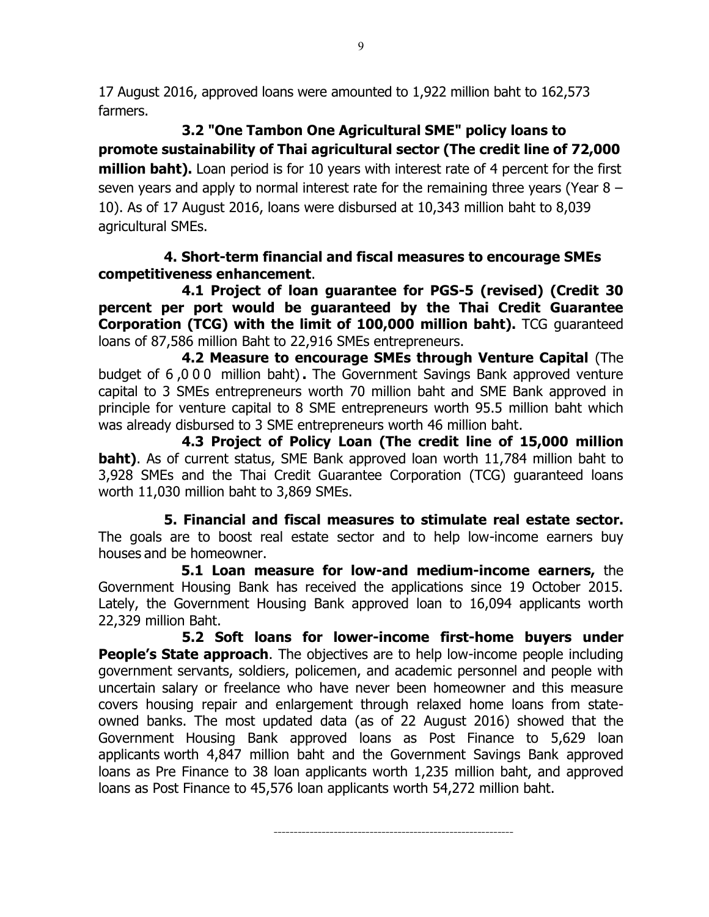17 August 2016, approved loans were amounted to 1,922 million baht to 162,573 farmers.

**3.2 "One Tambon One Agricultural SME" policy loans to promote sustainability of Thai agricultural sector (The credit line of 72,000 million baht).** Loan period is for 10 years with interest rate of 4 percent for the first seven years and apply to normal interest rate for the remaining three years (Year 8 – 10). As of 17 August 2016, loans were disbursed at 10,343 million baht to 8,039 agricultural SMEs.

**4. Short-term financial and fiscal measures to encourage SMEs competitiveness enhancement**.

**4.1 Project of loan guarantee for PGS-5 (revised) (Credit 30 percent per port would be guaranteed by the Thai Credit Guarantee Corporation (TCG) with the limit of 100,000 million baht).** TCG guaranteed loans of 87,586 million Baht to 22,916 SMEs entrepreneurs.

**4.2 Measure to encourage SMEs through Venture Capital** (The budget of 6,000 million baht)**.** The Government Savings Bank approved venture capital to 3 SMEs entrepreneurs worth 70 million baht and SME Bank approved in principle for venture capital to 8 SME entrepreneurs worth 95.5 million baht which was already disbursed to 3 SME entrepreneurs worth 46 million baht.

**4.3 Project of Policy Loan (The credit line of 15,000 million baht)**. As of current status, SME Bank approved loan worth 11,784 million baht to 3,928 SMEs and the Thai Credit Guarantee Corporation (TCG) guaranteed loans worth 11,030 million baht to 3,869 SMEs.

**5. Financial and fiscal measures to stimulate real estate sector.** The goals are to boost real estate sector and to help low-income earners buy houses and be homeowner.

**5.1 Loan measure for low-and medium-income earners,** the Government Housing Bank has received the applications since 19 October 2015. Lately, the Government Housing Bank approved loan to 16,094 applicants worth 22,329 million Baht.

**5.2 Soft loans for lower-income first-home buyers under People's State approach**. The objectives are to help low-income people including government servants, soldiers, policemen, and academic personnel and people with uncertain salary or freelance who have never been homeowner and this measure covers housing repair and enlargement through relaxed home loans from state-owned banks. The most updated data (as of 22 August 2016) showed that the Government Housing Bank approved loans as Post Finance to 5,629 loan applicants worth 4,847 million baht and the Government Savings Bank approved loans as Pre Finance to 38 loan applicants worth 1,235 million baht, and approved loans as Post Finance to 45,576 loan applicants worth 54,272 million baht.

---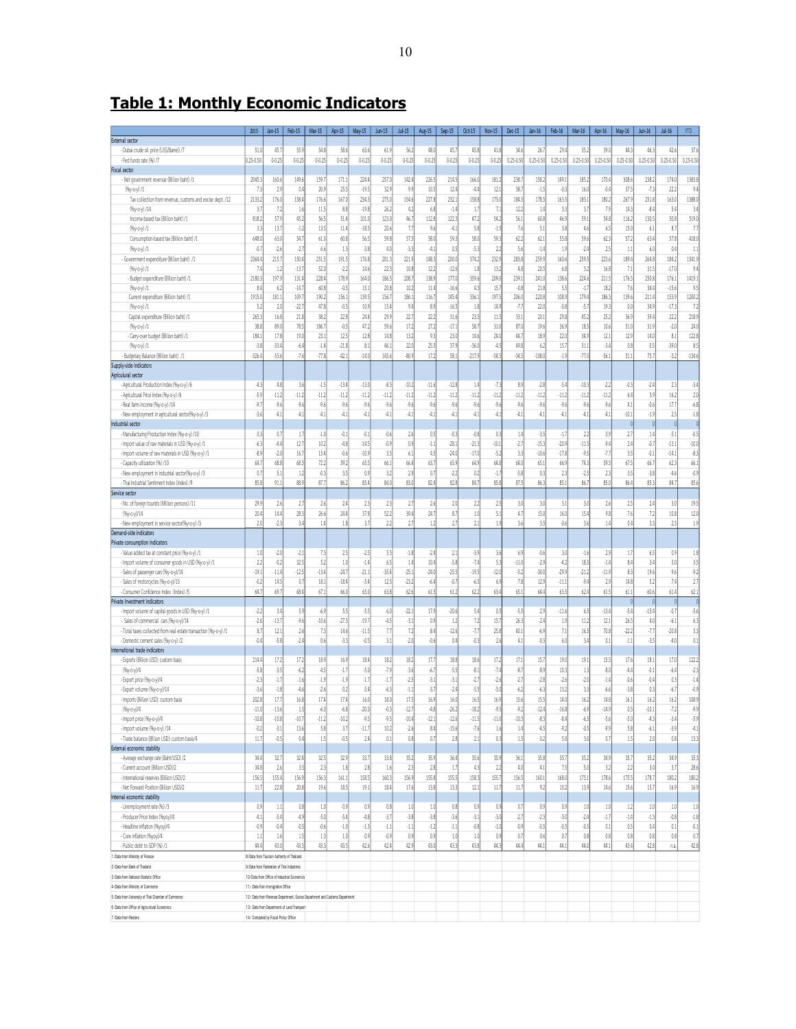# Table 1: Monthly Economic Indicators

| | 2015 | Jan-15 | Feb-15 | Mar-15 | Apr-15 | May-15 | Jun-15 | Jul-15 | Aug-15 | Sep-15 | Oct-15 | Nov-15 | Dec-15 | Jan-16 | Feb-16 | Mar-16 | Apr-16 | May-16 | Jun-16 | Jul-16 | YTD |
|---|---|---|---|---|---|---|---|---|---|---|---|---|---|---|---|---|---|---|---|---|---|
| External sector | | | | | | | | | | | | | | | | | | | | | |
| - Dubai crude oil price (US$/Barrel) /7 | 51.0 | 45.7 | 55.9 | 54.8 | 58.6 | 63.6 | 61.9 | 56.2 | 48.0 | 45.7 | 45.8 | 41.8 | 34.6 | 26.7 | 29.4 | 35.2 | 39.0 | 44.3 | 46.5 | 42.6 | 37.6 |
| - Fed funds rate (%) /7 | 0.25-0.50 | 0-0.25 | 0-0.25 | 0-0.25 | 0-0.25 | 0-0.25 | 0-0.25 | 0-0.25 | 0-0.25 | 0-0.25 | 0-0.25 | 0-0.25 | 0.25-0.50 | 0.25-0.50 | 0.25-0.50 | 0.25-0.50 | 0.25-0.50 | 0.25-0.50 | 0.25-0.50 | 0.25-0.50 | 0.25-0.50 |
| Fiscal sector | | | | | | | | | | | | | | | | | | | | | |
| - Net government revenue (Billion baht) /1 | 2045.3 | 160.6 | 149.6 | 159.7 | 171.1 | 224.4 | 257.0 | 142.4 | 226.5 | 214.5 | 166.0 | 181.2 | 238.7 | 158.2 | 149.1 | 185.2 | 170.4 | 308.6 | 238.2 | 174.0 | 1383.8 |
| (%y-o-y) /1 | 7.3 | 2.9 | 0.4 | 20.9 | 25.5 | -19.5 | 32.9 | 9.9 | 10.5 | 12.4 | -4.4 | 12.1 | 38.7 | -1.5 | -0.3 | 16.0 | -0.4 | 37.5 | -7.3 | 22.2 | 9.4 |
| Tax collection from revenue, customs and excise dept. /12 | 2133.2 | 176.0 | 158.4 | 176.6 | 167.0 | 234.5 | 275.0 | 154.6 | 227.8 | 232.1 | 158.8 | 173.0 | 184.5 | 178.5 | 163.5 | 183.1 | 180.2 | 267.9 | 251.8 | 163.0 | 1388.0 |
| (%y-o-y) /14 | 3.7 | 7.2 | 1.6 | 11.5 | 8.8 | -19.8 | 26.2 | 4.2 | 6.8 | -1.4 | 1.7 | 7.1 | 12.2 | 1.4 | 3.3 | 3.7 | 7.9 | 14.3 | -8.4 | 5.4 | 3.4 |
| Income-based tax (Billion baht) /1 | 818.2 | 57.9 | 45.2 | 56.5 | 51.4 | 101.0 | 123.0 | 46.7 | 112.8 | 122.3 | 47.2 | 54.2 | 56.1 | 60.8 | 46.9 | 59.1 | 54.8 | 116.2 | 130.5 | 50.8 | 519.0 |
| (%y-o-y) /1 | 3.3 | 13.7 | -1.2 | 13.5 | 11.4 | -18.5 | 20.6 | 7.7 | 9.6 | -4.1 | 5.8 | -1.5 | 7.6 | 5.1 | 3.8 | 4.6 | 6.5 | 15.0 | 6.1 | 8.7 | 7.7 |
| Consumption-based tax (Billion baht) /1 | 648.0 | 63.0 | 54.7 | 61.0 | 60.8 | 56.5 | 59.8 | 57.5 | 58.0 | 59.3 | 58.0 | 59.3 | 62.2 | 62.1 | 55.8 | 59.6 | 62.5 | 57.2 | 63.4 | 57.8 | 418.0 |
| (%y-o-y) /1 | -0.7 | -2.6 | -2.7 | 6.6 | 1.3 | -3.8 | 4.0 | -3.3 | -4.1 | 0.5 | -5.3 | 2.2 | 5.6 | -1.4 | 1.9 | -2.4 | 2.5 | 1.1 | 6.0 | 0.4 | 1.1 |
| - Government expenditure (Billion baht) /1 | 2364.4 | 215.7 | 150.4 | 251.5 | 191.5 | 176.8 | 201.3 | 221.9 | 148.3 | 200.0 | 374.2 | 232.9 | 283.8 | 259.9 | 160.6 | 259.5 | 223.6 | 189.4 | 264.8 | 184.2 | 1541.9 |
| (%y-o-y) /1 | 7.4 | 1.2 | -13.7 | 32.0 | -2.2 | 14.6 | 22.3 | 10.8 | 12.2 | -12.6 | 1.8 | 15.2 | 4.8 | 20.5 | 6.8 | 3.2 | 16.8 | 7.1 | 31.5 | -17.0 | 9.4 |
| - Budget expenditure (Billion baht) /1 | 2180.5 | 197.9 | 131.4 | 228.4 | 178.9 | 164.0 | 186.5 | 208.7 | 138.9 | 177.0 | 359.6 | 209.0 | 239.1 | 241.0 | 138.6 | 224.6 | 211.5 | 176.5 | 250.8 | 176.1 | 1419.1 |
| (%y-o-y) /1 | 8.4 | 6.2 | -10.7 | 60.8 | -0.5 | 15.1 | 20.8 | 10.2 | 11.4 | -16.6 | 4.3 | 15.7 | -0.8 | 21.8 | 5.5 | -1.7 | 18.2 | 7.6 | 34.4 | -15.6 | 9.5 |
| Current expenditure (Billion baht) /1 | 1915.0 | 181.1 | 109.7 | 190.2 | 156.1 | 139.5 | 156.7 | 186.1 | 116.7 | 145.4 | 336.1 | 197.5 | 206.0 | 220.8 | 108.9 | 179.4 | 186.3 | 139.6 | 211.4 | 153.9 | 1200.2 |
| (%y-o-y) /1 | 5.2 | 2.0 | -22.7 | 47.8 | -0.5 | 10.9 | 15.4 | 9.4 | 8.9 | -16.5 | 1.8 | 14.9 | 7.7 | 22.0 | -0.8 | -5.7 | 19.3 | 0.0 | 34.9 | -17.5 | 7.2 |
| Capital expenditure (Billion baht) /1 | 265.5 | 16.8 | 21.8 | 38.2 | 22.8 | 24.4 | 29.9 | 22.7 | 22.2 | 31.6 | 23.5 | 11.5 | 33.1 | 20.1 | 29.8 | 45.2 | 25.2 | 36.9 | 39.4 | 22.2 | 218.9 |
| (%y-o-y) /1 | 38.8 | 89.0 | 78.5 | 186.7 | -0.5 | 47.2 | 59.6 | 17.2 | 27.2 | -17.1 | 58.7 | 31.0 | 87.0 | 19.6 | 36.9 | 18.5 | 10.6 | 51.0 | -31.9 | -2.0 | 24.0 |
| - Carry-over budget (Billion baht) /1 | 184.1 | 17.8 | 19.0 | 23.1 | 12.5 | 12.8 | 14.8 | 13.2 | 9.3 | 23.0 | 14.6 | 24.0 | 44.7 | 18.9 | 22.0 | 34.9 | 12.1 | 12.9 | 14.0 | 8.1 | 122.8 |
| (%y-o-y) /1 | -3.8 | -33.4 | -6.4 | -1.4 | -21.8 | 8.1 | 46.1 | 22.0 | 25.5 | 37.9 | -36.0 | -4.5 | 49.8 | 6.2 | 15.7 | 51.1 | -3.4 | 0.8 | -5.5 | -39.0 | 8.5 |
| - Budgetary Balance (Billion baht) /1 | -326.4 | -53.6 | -7.6 | -77.8 | -42.1 | -14.0 | 145.6 | -80.9 | 17.2 | 58.1 | -217.9 | -54.5 | -34.5 | -108.0 | -1.9 | -77.0 | -56.1 | 51.1 | 75.7 | -3.2 | -134.6 |
| Supply-side indicators | | | | | | | | | | | | | | | | | | | | | |
| Agricultural sector | | | | | | | | | | | | | | | | | | | | | |
| - Agricultural Production Index (%y-o-y) /6 | -4.5 | 4.8 | 3.6 | -1.5 | -13.4 | -13.0 | -8.3 | -10.2 | -11.6 | -12.8 | 1.4 | -7.3 | 8.9 | -2.8 | -5.4 | -10.3 | -2.2 | -0.5 | -2.4 | 2.3 | -3.4 |
| - Agricultural Price Index (%y-o-y) /6 | -5.9 | -11.2 | -11.2 | -11.2 | -11.2 | -11.2 | -11.2 | -11.2 | -11.2 | -11.2 | -11.2 | -11.2 | -11.2 | -11.2 | -11.2 | -11.2 | -11.2 | 6.4 | 3.9 | 16.2 | 2.0 |
| - Real farm income (%y-o-y) /14 | -9.7 | -9.6 | -9.6 | -9.6 | -9.6 | -9.6 | -9.6 | -9.6 | -9.6 | -9.6 | -9.6 | -9.6 | -9.6 | -9.6 | -9.6 | -9.6 | -9.6 | 4.1 | -0.6 | 17.7 | -6.8 |
| - New employment in agricultural sector(%y-o-y) /3 | -3.6 | -4.1 | -4.1 | -4.1 | -4.1 | -4.1 | -4.1 | -4.1 | -4.1 | -4.1 | -4.1 | -4.1 | -4.1 | -4.1 | -4.1 | -4.1 | -4.1 | -10.1 | -1.9 | 2.5 | -1.8 |
| Industrial sector | | | | | | | | | | | | | | | | | | 0 | 0 | 0 | 0 |
| - Manufacturing Production Index (%y-o-y) /10 | 0.3 | 0.7 | 1.7 | -1.0 | -0.1 | -0.1 | -0.6 | 2.6 | 0.5 | -0.3 | -0.8 | 0.3 | 1.4 | -3.5 | -1.7 | 2.2 | 0.9 | 2.7 | 1.4 | -5.1 | -0.5 |
| - Import value of raw materials in USD (%y-o-y) /1 | -6.3 | -4.4 | 12.7 | 10.2 | -4.8 | -14.5 | -0.9 | 0.9 | -1.1 | -28.1 | -21.3 | -10.1 | -2.7 | -15.3 | -20.9 | -11.5 | -9.4 | 2.4 | -0.7 | -13.1 | -10.0 |
| - Import volume of raw materials in USD (%y-o-y) /1 | -8.9 | -2.0 | 16.7 | 15.4 | -0.6 | -10.9 | 3.3 | 6.1 | 0.5 | -24.0 | -17.0 | -5.2 | 3.3 | -10.6 | -17.8 | -9.5 | -7.7 | 3.5 | -0.1 | -14.1 | -8.3 |
| - Capacity utilization (%) /10 | 64.7 | 68.8 | 68.3 | 72.2 | 59.2 | 65.5 | 66.1 | 66.4 | 63.7 | 65.9 | 64.9 | 64.8 | 64.0 | 65.1 | 66.9 | 74.3 | 59.5 | 67.5 | 66.7 | 62.3 | 66.1 |
| - New employment in industrial sector(%y-o-y) /3 | 0.7 | 5.1 | 1.2 | -0.3 | 3.5 | 0.9 | 3.2 | 2.9 | 0.7 | -2.2 | 0.2 | -1.7 | -5.8 | 0.3 | 2.3 | -2.5 | 2.3 | 3.5 | -3.8 | -4.6 | -0.9 |
| - Thai Industrial Sentiment Index (Index) /9 | 85.8 | 91.1 | 88.9 | 87.7 | 86.2 | 85.4 | 84.0 | 83.0 | 82.4 | 82.8 | 84.7 | 85.8 | 87.5 | 86.3 | 85.1 | 86.7 | 85.0 | 86.4 | 85.3 | 84.7 | 85.6 |
| Service sector | | | | | | | | | | | | | | | | | | | | | |
| - No. of foreign tourists (Million persons) /11 | 29.9 | 2.6 | 2.7 | 2.6 | 2.4 | 2.3 | 2.3 | 2.7 | 2.6 | 2.0 | 2.2 | 2.5 | 3.0 | 3.0 | 3.1 | 3.0 | 2.6 | 2.5 | 2.4 | 3.0 | 19.5 |
| (%y-o-y)/14 | 20.4 | 14.4 | 28.3 | 26.6 | 24.4 | 37.8 | 52.2 | 39.4 | 24.7 | 8.7 | 1.0 | 5.1 | 4.7 | 15.0 | 16.0 | 15.4 | 9.8 | 7.6 | 7.2 | 10.8 | 12.0 |
| - New employment in service sector(%y-o-y) /3 | 2.0 | -2.3 | 3.4 | 1.4 | 1.8 | 3.7 | 2.2 | 2.7 | 1.2 | 2.7 | 2.1 | 1.9 | 3.6 | 3.5 | -0.6 | 3.6 | 1.4 | 0.4 | 3.3 | 2.5 | 1.9 |
| Demand-side indicators | | | | | | | | | | | | | | | | | | | | | |
| Private consumption indicators | | | | | | | | | | | | | | | | | | | | | |
| - Value added tax at constant price (%y-o-y) /1 | 1.0 | -2.0 | -2.1 | 7.3 | 2.5 | -2.5 | 5.3 | -1.8 | -2.4 | 2.1 | -3.9 | 3.6 | 6.9 | -0.6 | 3.0 | -1.6 | 2.9 | 1.7 | 6.5 | 0.9 | 1.8 |
| - Import volume of consumer goods in USD (%y-o-y) /1 | 2.2 | -0.2 | 32.5 | 5.2 | 1.0 | -1.4 | 6.5 | 1.4 | 10.4 | -5.8 | -7.4 | 5.3 | -11.0 | -2.9 | -4.2 | 18.5 | -3.4 | 8.4 | 3.4 | 3.0 | 3.5 |
| - Sales of passenger cars (%y-o-y)/14 | -19.1 | -11.4 | -12.5 | -13.4 | -24.7 | -21.1 | -35.4 | -25.1 | -24.0 | -25.5 | -19.5 | -12.0 | -5.2 | -30.0 | -29.9 | -21.2 | -11.9 | 8.3 | 19.6 | 9.6 | -9.2 |
| - Sales of motorcycles (%y-o-y)/13 | -0.2 | 14.5 | 0.7 | 18.1 | -18.4 | -3.4 | 12.5 | -23.2 | -6.4 | -0.7 | -6.5 | 6.9 | 7.8 | 12.9 | -11.1 | -9.4 | 2.9 | 14.8 | 5.2 | 7.4 | 2.7 |
| - Consumer Confidence Index (Index) /5 | 64.7 | 69.7 | 68.4 | 67.1 | 66.0 | 65.0 | 63.8 | 62.6 | 61.5 | 61.2 | 62.2 | 63.4 | 65.1 | 64.4 | 63.5 | 62.4 | 61.5 | 61.1 | 60.6 | 61.4 | 62.1 |
| Private investment indicators | | | | | | | | | | | | | | | | | | 0 | 0 | 0 | 0 |
| - Import volume of capital goods in USD (%y-o-y) /1 | -2.2 | 3.4 | 5.9 | -6.9 | 5.5 | -5.5 | 6.0 | -22.1 | 17.9 | -20.6 | 5.4 | 0.5 | -5.5 | 2.9 | -11.6 | 6.5 | -13.4 | -5.4 | -15.4 | -0.7 | -5.6 |
| - Sales of commercial cars (%y-o-y)/14 | -2.6 | -13.7 | -9.6 | -10.6 | -27.3 | -19.7 | -4.5 | -3.1 | 0.9 | 1.2 | 7.2 | 15.7 | 26.5 | -2.4 | 1.9 | 11.2 | 12.1 | 26.5 | 4.0 | -6.1 | 6.3 |
| - Total taxes collected from real estate transaction (%y-o-y) /1 | 8.7 | 12.1 | 2.6 | 7.3 | 14.6 | -11.5 | 7.7 | 7.2 | 8.4 | -12.6 | -7.7 | 25.8 | 40.1 | -6.9 | 7.1 | 16.5 | 70.8 | -22.2 | -7.7 | -20.8 | 5.3 |
| - Domestic cement sales (%y-o-y) /2 | -0.4 | -5.8 | -2.4 | 0.6 | -3.3 | -0.5 | 3.1 | -2.0 | -0.6 | 0.4 | -0.3 | 2.6 | 4.1 | -0.3 | 6.0 | 3.4 | 0.1 | -1.1 | -3.5 | -4.0 | 0.1 |
| International trade indicators | | | | | | | | | | | | | | | | | | | | | |
| - Exports (Billion USD): custom basis | 214.4 | 17.2 | 17.2 | 18.9 | 16.9 | 18.4 | 18.2 | 18.2 | 17.7 | 18.8 | 18.6 | 17.2 | 17.1 | 15.7 | 19.0 | 19.1 | 15.5 | 17.6 | 18.1 | 17.0 | 122.2 |
| (%y-o-y)/4 | -5.8 | -3.5 | -6.2 | -4.5 | -1.7 | -5.0 | -7.9 | -3.6 | -6.7 | -5.5 | -8.1 | -7.4 | -8.7 | -8.9 | 10.3 | 1.3 | -8.0 | -4.4 | -0.1 | -4.4 | -2.3 |
| - Export price (%y-o-y)/4 | -2.5 | -1.7 | -1.6 | -1.9 | -1.9 | -1.7 | -1.7 | -2.5 | -3.1 | -3.1 | -2.7 | -2.6 | -2.7 | -2.8 | -2.6 | -2.0 | -1.4 | -0.6 | -0.4 | 0.3 | -1.4 |
| - Export volume (%y-o-y)/14 | -3.6 | -1.8 | -4.6 | -2.6 | 0.2 | -3.4 | -6.3 | -1.1 | -3.7 | -2.4 | -5.5 | -5.0 | -6.2 | -6.3 | 13.2 | 3.3 | -6.6 | -3.8 | 0.3 | -4.7 | -0.9 |
| - Imports (Billion USD): custom basis | 202.8 | 17.7 | 16.8 | 17.4 | 17.4 | 16.0 | 18.0 | 17.5 | 16.9 | 16.0 | 16.5 | 16.9 | 15.6 | 15.5 | 14.0 | 16.2 | 14.8 | 16.1 | 16.2 | 16.2 | 108.9 |
| (%y-o-y)/4 | -11.0 | -13.6 | 1.5 | -6.0 | -6.8 | -20.0 | -0.3 | -12.7 | -4.8 | -26.2 | -18.2 | -9.5 | -9.2 | -12.4 | -16.8 | -6.9 | -14.9 | 0.5 | -10.1 | -7.2 | -9.9 |
| - Import price (%y-o-y)/4 | -10.8 | -10.8 | -10.7 | -11.2 | -10.2 | -9.5 | -9.5 | -10.4 | -12.1 | -12.6 | -11.5 | -11.0 | -10.5 | -8.3 | -8.4 | -6.5 | -5.6 | -5.0 | -4.3 | -3.4 | -5.9 |
| - Import volume (%y-o-y) /14 | -0.2 | -3.1 | 13.6 | 5.8 | 3.7 | -11.7 | 10.2 | -2.6 | 8.4 | -15.6 | -7.6 | 1.6 | 1.4 | -4.5 | -9.2 | -0.5 | -9.9 | 5.8 | -6.1 | -3.9 | -4.1 |
| - Trade balance (Billion USD): custom basis/4 | 11.7 | -0.5 | 0.4 | 1.5 | -0.5 | 2.4 | 0.1 | 0.8 | 0.7 | 2.8 | 2.1 | 0.3 | 1.5 | 0.2 | 5.0 | 3.0 | 0.7 | 1.5 | 2.0 | 0.8 | 13.3 |
| External economic stability | | | | | | | | | | | | | | | | | | | | | |
| - Average exchange rate (Baht/USD) /2 | 34.4 | 32.7 | 32.6 | 32.5 | 32.9 | 33.7 | 33.8 | 35.2 | 35.9 | 36.4 | 35.6 | 35.9 | 36.1 | 35.8 | 35.7 | 35.2 | 34.9 | 35.7 | 35.2 | 34.9 | 35.3 |
| - Current account (Billion USD)/2 | 34.8 | 2.6 | 3.5 | 2.3 | 1.8 | 2.8 | 1.6 | 2.3 | 2.8 | 1.7 | 4.3 | 2.2 | 4.0 | 4.1 | 7.5 | 5.0 | 3.2 | 2.2 | 3.0 | 3.7 | 28.6 |
| - International reserves (Billion USD)/2 | 156.5 | 155.4 | 156.9 | 156.3 | 161.1 | 158.5 | 160.3 | 156.9 | 155.8 | 155.5 | 158.3 | 155.7 | 156.5 | 160.1 | 168.0 | 175.1 | 178.6 | 175.5 | 178.7 | 180.2 | 180.2 |
| - Net Forward Position (Billion USD)/2 | 11.7 | 22.8 | 20.8 | 19.6 | 18.5 | 19.1 | 18.4 | 17.6 | 13.8 | 13.3 | 12.1 | 11.7 | 11.7 | 9.2 | 10.2 | 13.9 | 14.6 | 15.6 | 15.7 | 16.9 | 16.9 |
| Internal economic stability | | | | | | | | | | | | | | | | | | | | | |
| - Unemployment rate (%) /3 | 0.9 | 1.1 | 0.8 | 1.0 | 0.9 | 0.9 | 0.8 | 1.0 | 1.0 | 0.8 | 0.9 | 0.9 | 0.7 | 0.9 | 0.9 | 1.0 | 1.0 | 1.2 | 1.0 | 1.0 | 1.0 |
| - Producer Price Index (%yoy)/4 | -4.1 | -5.4 | -4.9 | -5.0 | -5.4 | -4.8 | -3.7 | -3.8 | -3.8 | -3.6 | -3.1 | -3.0 | -2.7 | -2.3 | -3.0 | -2.4 | -1.7 | -1.4 | -1.5 | -0.8 | -1.8 |
| - Headline inflation (%yoy)/4 | -0.9 | -0.4 | -0.5 | -0.6 | -1.0 | -1.3 | -1.1 | -1.1 | -1.2 | -1.1 | -0.8 | -1.0 | -0.9 | -0.5 | -0.5 | -0.5 | 0.1 | 0.5 | 0.4 | 0.1 | -0.1 |
| - Core inflation (%yoy)/4 | 1.1 | 1.6 | 1.5 | 1.3 | 1.0 | 0.9 | -0.9 | 0.9 | 0.9 | 1.0 | 1.0 | 0.9 | 0.7 | 0.6 | 0.7 | 0.8 | 0.8 | 0.8 | 0.8 | 0.8 | 0.7 |
| - Public debt to GDP (%) /1 | 44.4 | 43.0 | 43.3 | 43.3 | 43.5 | 42.6 | 42.4 | 42.9 | 43.0 | 43.3 | 43.8 | 44.5 | 44.4 | 44.1 | 44.1 | 44.0 | 44.1 | 43.4 | 42.8 | n.a. | 42.8 |

1 / Data from Ministry of Finance
2 / Data from Bank of Thailand
3 / Data from National Statistic Office
4 / Data from Ministry of Commerce
5 / Data from University of Thai Chamber of Commerce
6 / Data from Office of Agricultural Economics
7 / Data from Reuters
8 / Data from Tourism Authority of Thailand
9 / Data from Federation of Thai Industries
10 / Data from Office of Industrial Economics
11 / Data from Immigration Office
12 / Data from Revenue Department, Excise Department and Customs Department
13 / Data from Department of Land Transport
14 / Computed by Fiscal Policy Office